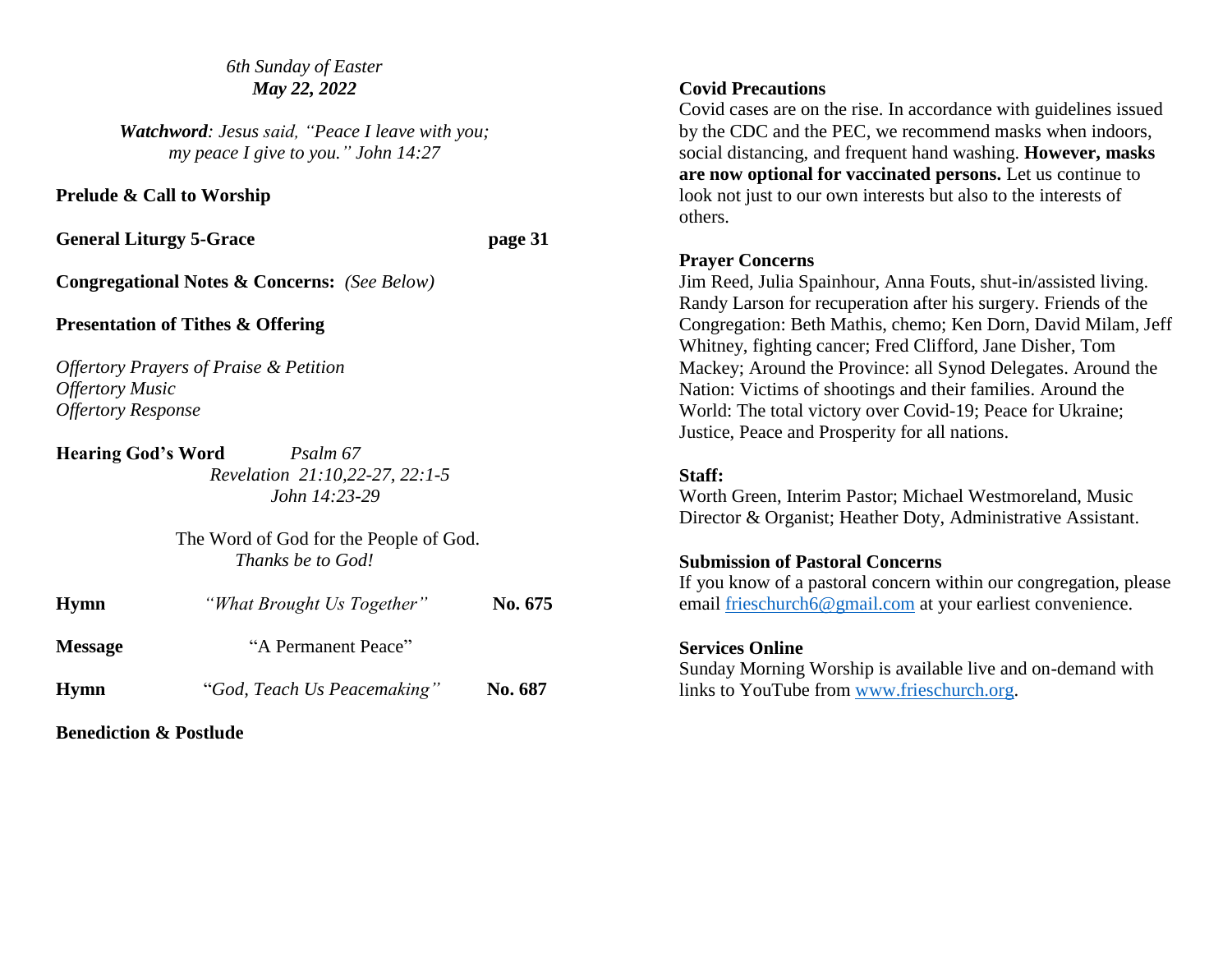*6th Sunday of Easter*
***May 22, 2022***

***Watchword**: Jesus said, "Peace I leave with you; my peace I give to you." John 14:27*

**Prelude & Call to Worship**

**General Liturgy 5-Grace** **page 31**

**Congregational Notes & Concerns:** *(See Below)*

**Presentation of Tithes & Offering**

*Offertory Prayers of Praise & Petition*
*Offertory Music*
*Offertory Response*

**Hearing God's Word** *Psalm 67*
*Revelation 21:10,22-27, 22:1-5*
*John 14:23-29*

The Word of God for the People of God.
*Thanks be to God!*

**Hymn** *"What Brought Us Together"* **No. 675**

**Message** "A Permanent Peace"

**Hymn** "*God, Teach Us Peacemaking"* **No. 687**

**Benediction & Postlude**

**Covid Precautions**
Covid cases are on the rise. In accordance with guidelines issued by the CDC and the PEC, we recommend masks when indoors, social distancing, and frequent hand washing. **However, masks are now optional for vaccinated persons.** Let us continue to look not just to our own interests but also to the interests of others.

**Prayer Concerns**
Jim Reed, Julia Spainhour, Anna Fouts, shut-in/assisted living. Randy Larson for recuperation after his surgery. Friends of the Congregation: Beth Mathis, chemo; Ken Dorn, David Milam, Jeff Whitney, fighting cancer; Fred Clifford, Jane Disher, Tom Mackey; Around the Province: all Synod Delegates. Around the Nation: Victims of shootings and their families. Around the World: The total victory over Covid-19; Peace for Ukraine; Justice, Peace and Prosperity for all nations.

**Staff:**
Worth Green, Interim Pastor; Michael Westmoreland, Music Director & Organist; Heather Doty, Administrative Assistant.

**Submission of Pastoral Concerns**
If you know of a pastoral concern within our congregation, please email frieschurch6@gmail.com at your earliest convenience.

**Services Online**
Sunday Morning Worship is available live and on-demand with links to YouTube from www.frieschurch.org.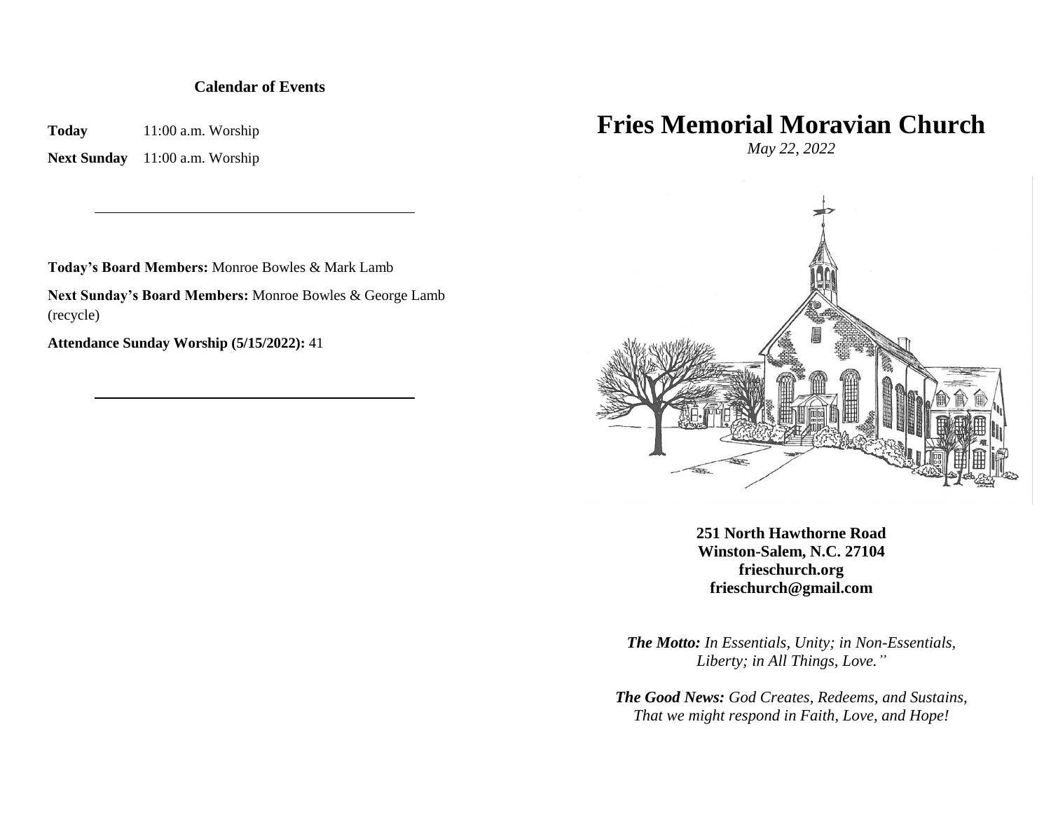**Calendar of Events**

**Today** 11:00 a.m. Worship

**Next Sunday** 11:00 a.m. Worship

---

**Today's Board Members:** Monroe Bowles & Mark Lamb

**Next Sunday's Board Members:** Monroe Bowles & George Lamb (recycle)

**Attendance Sunday Worship (5/15/2022):** 41

---

# Fries Memorial Moravian Church

*May 22, 2022*

**251 North Hawthorne Road**
**Winston-Salem, N.C. 27104**
**frieschurch.org**
**frieschurch@gmail.com**

***The Motto:*** *In Essentials, Unity; in Non-Essentials, Liberty; in All Things, Love."*

***The Good News:*** *God Creates, Redeems, and Sustains, That we might respond in Faith, Love, and Hope!*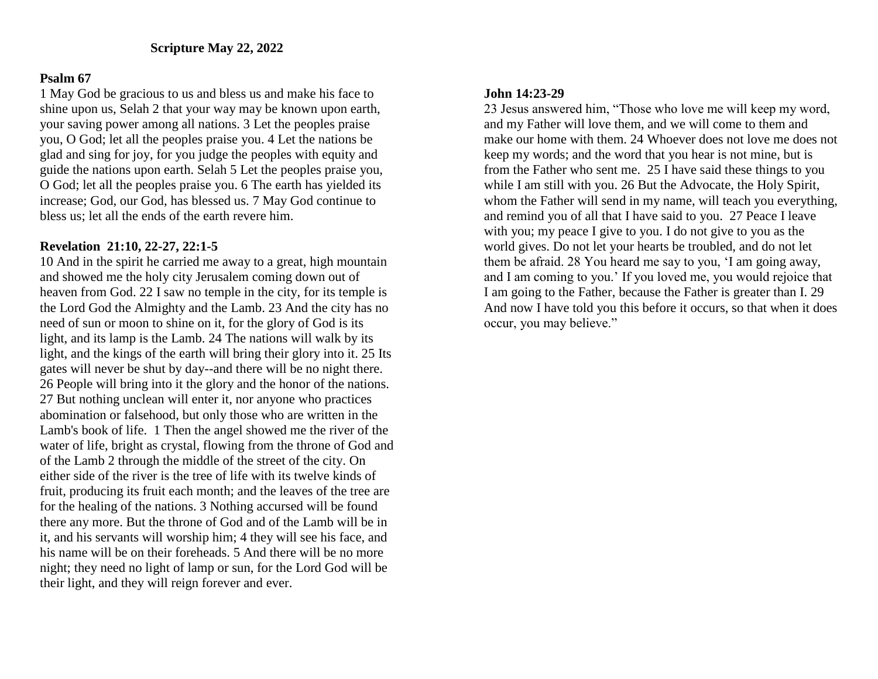## Scripture May 22, 2022

**Psalm 67**

1 May God be gracious to us and bless us and make his face to shine upon us, Selah 2 that your way may be known upon earth, your saving power among all nations. 3 Let the peoples praise you, O God; let all the peoples praise you. 4 Let the nations be glad and sing for joy, for you judge the peoples with equity and guide the nations upon earth. Selah 5 Let the peoples praise you, O God; let all the peoples praise you. 6 The earth has yielded its increase; God, our God, has blessed us. 7 May God continue to bless us; let all the ends of the earth revere him.

**Revelation 21:10, 22-27, 22:1-5**

10 And in the spirit he carried me away to a great, high mountain and showed me the holy city Jerusalem coming down out of heaven from God. 22 I saw no temple in the city, for its temple is the Lord God the Almighty and the Lamb. 23 And the city has no need of sun or moon to shine on it, for the glory of God is its light, and its lamp is the Lamb. 24 The nations will walk by its light, and the kings of the earth will bring their glory into it. 25 Its gates will never be shut by day--and there will be no night there. 26 People will bring into it the glory and the honor of the nations. 27 But nothing unclean will enter it, nor anyone who practices abomination or falsehood, but only those who are written in the Lamb's book of life. 1 Then the angel showed me the river of the water of life, bright as crystal, flowing from the throne of God and of the Lamb 2 through the middle of the street of the city. On either side of the river is the tree of life with its twelve kinds of fruit, producing its fruit each month; and the leaves of the tree are for the healing of the nations. 3 Nothing accursed will be found there any more. But the throne of God and of the Lamb will be in it, and his servants will worship him; 4 they will see his face, and his name will be on their foreheads. 5 And there will be no more night; they need no light of lamp or sun, for the Lord God will be their light, and they will reign forever and ever.

**John 14:23-29**

23 Jesus answered him, "Those who love me will keep my word, and my Father will love them, and we will come to them and make our home with them. 24 Whoever does not love me does not keep my words; and the word that you hear is not mine, but is from the Father who sent me. 25 I have said these things to you while I am still with you. 26 But the Advocate, the Holy Spirit, whom the Father will send in my name, will teach you everything, and remind you of all that I have said to you. 27 Peace I leave with you; my peace I give to you. I do not give to you as the world gives. Do not let your hearts be troubled, and do not let them be afraid. 28 You heard me say to you, 'I am going away, and I am coming to you.' If you loved me, you would rejoice that I am going to the Father, because the Father is greater than I. 29 And now I have told you this before it occurs, so that when it does occur, you may believe."